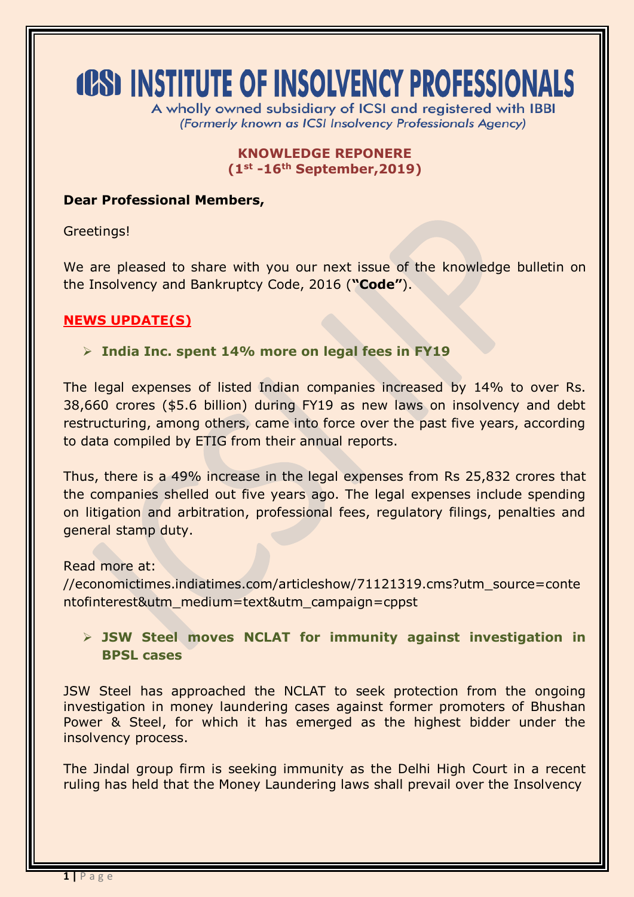# ICSI INSTITUTE OF INSOLVENCY PROFESSIONALS

A wholly owned subsidiary of ICSI and registered with IBBI
*(Formerly known as ICSI Insolvency Professionals Agency)*

**KNOWLEDGE REPONERE**
**(1st -16th September,2019)**

**Dear Professional Members,**

Greetings!

We are pleased to share with you our next issue of the knowledge bulletin on the Insolvency and Bankruptcy Code, 2016 (**"Code"**).

## NEWS UPDATE(S)

- **India Inc. spent 14% more on legal fees in FY19**

The legal expenses of listed Indian companies increased by 14% to over Rs. 38,660 crores ($5.6 billion) during FY19 as new laws on insolvency and debt restructuring, among others, came into force over the past five years, according to data compiled by ETIG from their annual reports.

Thus, there is a 49% increase in the legal expenses from Rs 25,832 crores that the companies shelled out five years ago. The legal expenses include spending on litigation and arbitration, professional fees, regulatory filings, penalties and general stamp duty.

Read more at:
//economictimes.indiatimes.com/articleshow/71121319.cms?utm_source=contentofinterest&utm_medium=text&utm_campaign=cppst

- **JSW Steel moves NCLAT for immunity against investigation in BPSL cases**

JSW Steel has approached the NCLAT to seek protection from the ongoing investigation in money laundering cases against former promoters of Bhushan Power & Steel, for which it has emerged as the highest bidder under the insolvency process.

The Jindal group firm is seeking immunity as the Delhi High Court in a recent ruling has held that the Money Laundering laws shall prevail over the Insolvency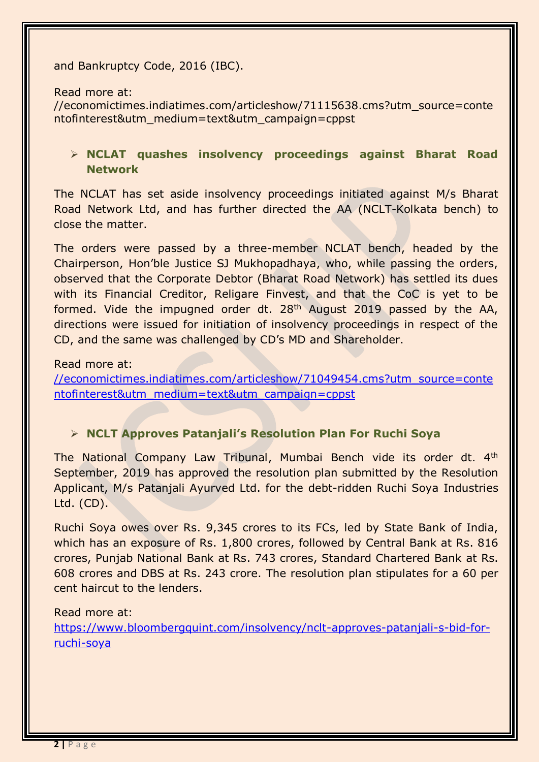and Bankruptcy Code, 2016 (IBC).

Read more at:
//economictimes.indiatimes.com/articleshow/71115638.cms?utm_source=contentofinterest&utm_medium=text&utm_campaign=cppst

- **NCLAT quashes insolvency proceedings against Bharat Road Network**

The NCLAT has set aside insolvency proceedings initiated against M/s Bharat Road Network Ltd, and has further directed the AA (NCLT-Kolkata bench) to close the matter.

The orders were passed by a three-member NCLAT bench, headed by the Chairperson, Hon'ble Justice SJ Mukhopadhaya, who, while passing the orders, observed that the Corporate Debtor (Bharat Road Network) has settled its dues with its Financial Creditor, Religare Finvest, and that the CoC is yet to be formed. Vide the impugned order dt. 28th August 2019 passed by the AA, directions were issued for initiation of insolvency proceedings in respect of the CD, and the same was challenged by CD's MD and Shareholder.

Read more at:
[//economictimes.indiatimes.com/articleshow/71049454.cms?utm_source=contentofinterest&utm_medium=text&utm_campaign=cppst](//economictimes.indiatimes.com/articleshow/71049454.cms?utm_source=contentofinterest&utm_medium=text&utm_campaign=cppst)

- **NCLT Approves Patanjali's Resolution Plan For Ruchi Soya**

The National Company Law Tribunal, Mumbai Bench vide its order dt. 4th September, 2019 has approved the resolution plan submitted by the Resolution Applicant, M/s Patanjali Ayurved Ltd. for the debt-ridden Ruchi Soya Industries Ltd. (CD).

Ruchi Soya owes over Rs. 9,345 crores to its FCs, led by State Bank of India, which has an exposure of Rs. 1,800 crores, followed by Central Bank at Rs. 816 crores, Punjab National Bank at Rs. 743 crores, Standard Chartered Bank at Rs. 608 crores and DBS at Rs. 243 crore. The resolution plan stipulates for a 60 per cent haircut to the lenders.

Read more at:
[https://www.bloombergquint.com/insolvency/nclt-approves-patanjali-s-bid-for-ruchi-soya](https://www.bloombergquint.com/insolvency/nclt-approves-patanjali-s-bid-for-ruchi-soya)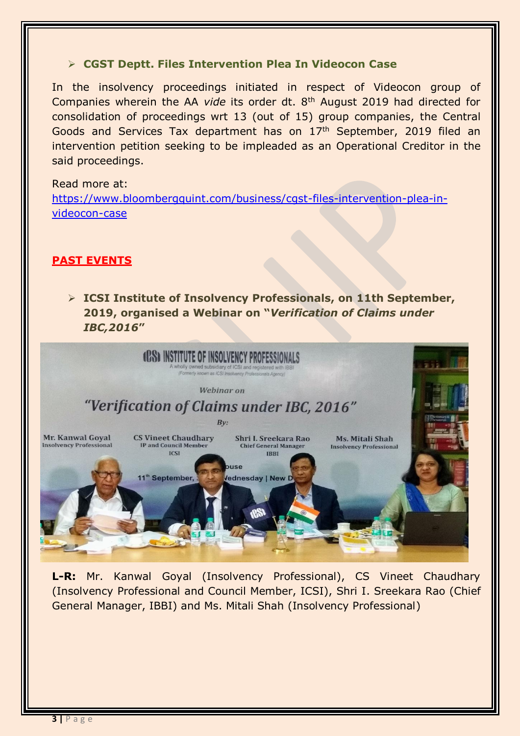- **CGST Deptt. Files Intervention Plea In Videocon Case**

In the insolvency proceedings initiated in respect of Videocon group of Companies wherein the AA *vide* its order dt. 8th August 2019 had directed for consolidation of proceedings wrt 13 (out of 15) group companies, the Central Goods and Services Tax department has on 17th September, 2019 filed an intervention petition seeking to be impleaded as an Operational Creditor in the said proceedings.

Read more at:
https://www.bloombergquint.com/business/cgst-files-intervention-plea-in-videocon-case

## PAST EVENTS

- **ICSI Institute of Insolvency Professionals, on 11th September, 2019, organised a Webinar on "*Verification of Claims under IBC,2016*"**

**L-R:** Mr. Kanwal Goyal (Insolvency Professional), CS Vineet Chaudhary (Insolvency Professional and Council Member, ICSI), Shri I. Sreekara Rao (Chief General Manager, IBBI) and Ms. Mitali Shah (Insolvency Professional)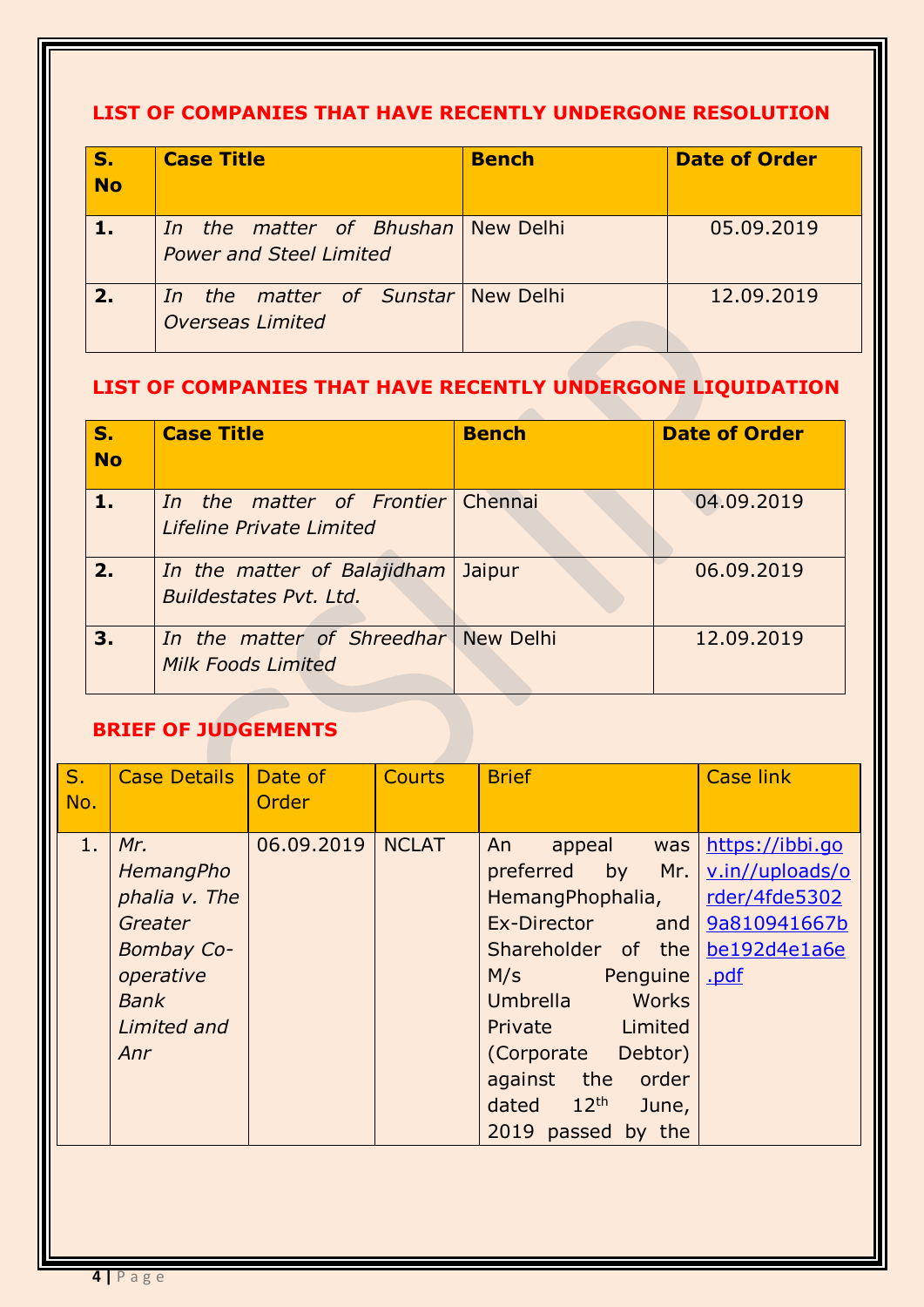## LIST OF COMPANIES THAT HAVE RECENTLY UNDERGONE RESOLUTION

| S. No | Case Title | Bench | Date of Order |
|---|---|---|---|
| 1. | *In the matter of Bhushan Power and Steel Limited* | New Delhi | 05.09.2019 |
| 2. | *In the matter of Sunstar Overseas Limited* | New Delhi | 12.09.2019 |

## LIST OF COMPANIES THAT HAVE RECENTLY UNDERGONE LIQUIDATION

| S. No | Case Title | Bench | Date of Order |
|---|---|---|---|
| 1. | *In the matter of Frontier Lifeline Private Limited* | Chennai | 04.09.2019 |
| 2. | *In the matter of Balajidham Buildestates Pvt. Ltd.* | Jaipur | 06.09.2019 |
| 3. | *In the matter of Shreedhar Milk Foods Limited* | New Delhi | 12.09.2019 |

## BRIEF OF JUDGEMENTS

| S. No. | Case Details | Date of Order | Courts | Brief | Case link |
|---|---|---|---|---|---|
| 1. | *Mr. HemangPhophalia v. The Greater Bombay Co-operative Bank Limited and Anr* | 06.09.2019 | NCLAT | An appeal was preferred by Mr. HemangPhophalia, Ex-Director and Shareholder of the M/s Penguine Umbrella Works Private Limited (Corporate Debtor) against the order dated 12th June, 2019 passed by the | https://ibbi.gov.in//uploads/order/4fde53029a810941667bbe192d4e1a6e.pdf |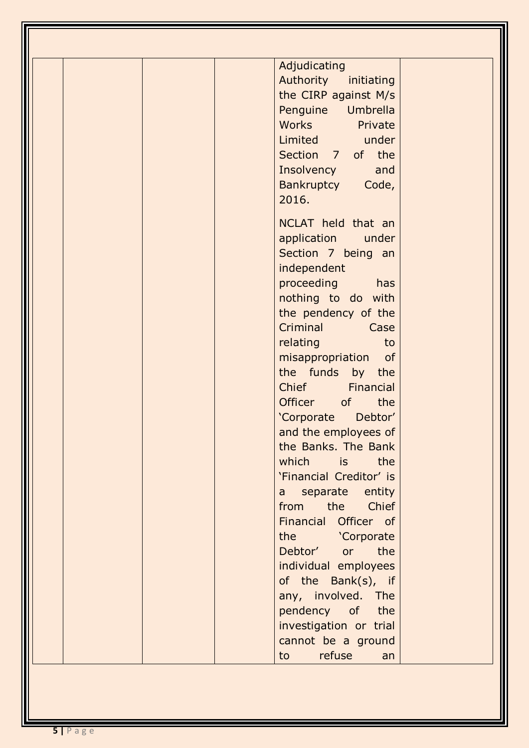|  |  |  |  | Adjudicating Authority initiating the CIRP against M/s Penguine Umbrella Works Private Limited under Section 7 of the Insolvency and Bankruptcy Code, 2016.<br><br>NCLAT held that an application under Section 7 being an independent proceeding has nothing to do with the pendency of the Criminal Case relating to misappropriation of the funds by the Chief Financial Officer of the 'Corporate Debtor' and the employees of the Banks. The Bank which is the 'Financial Creditor' is a separate entity from the Chief Financial Officer of the 'Corporate Debtor' or the individual employees of the Bank(s), if any, involved. The pendency of the investigation or trial cannot be a ground to refuse an |  |
|---|---|---|---|---|---|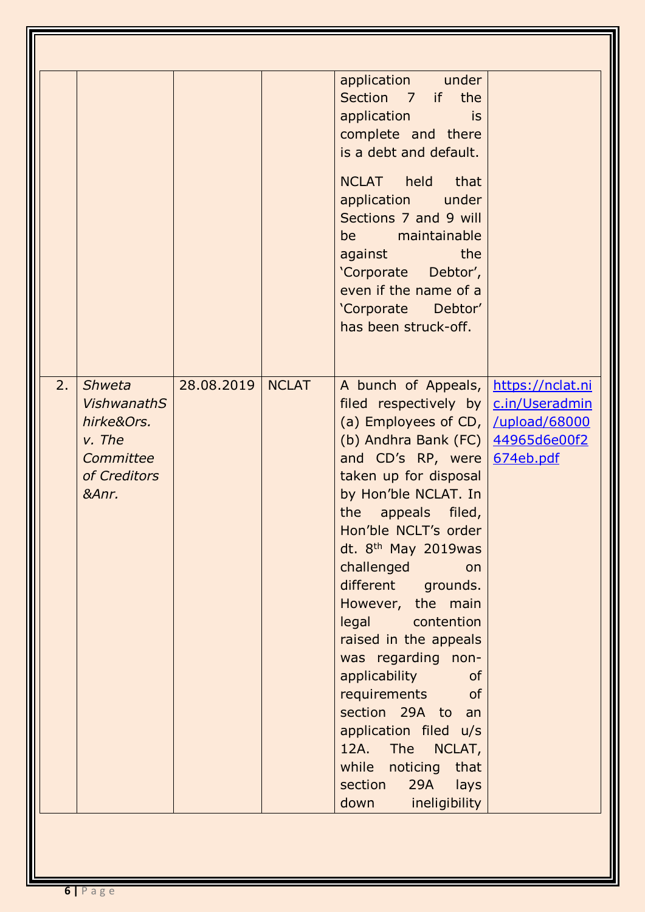| | | | | | |
|---|---|---|---|---|---|
| | | | | application under Section 7 if the application is complete and there is a debt and default.<br><br>NCLAT held that application under Sections 7 and 9 will be maintainable against the 'Corporate Debtor', even if the name of a 'Corporate Debtor' has been struck-off. | |
| 2. | *Shweta VishwanathShirke&Ors. v. The Committee of Creditors &Anr.* | 28.08.2019 | NCLAT | A bunch of Appeals, filed respectively by (a) Employees of CD, (b) Andhra Bank (FC) and CD's RP, were taken up for disposal by Hon'ble NCLAT. In the appeals filed, Hon'ble NCLT's order dt. 8th May 2019was challenged on different grounds. However, the main legal contention raised in the appeals was regarding non-applicability of requirements of section 29A to an application filed u/s 12A. The NCLAT, while noticing that section 29A lays down ineligibility | [https://nclat.nic.in/Useradmin/upload/6800044965d6e00f2674eb.pdf](https://nclat.nic.in/Useradmin/upload/6800044965d6e00f2674eb.pdf) |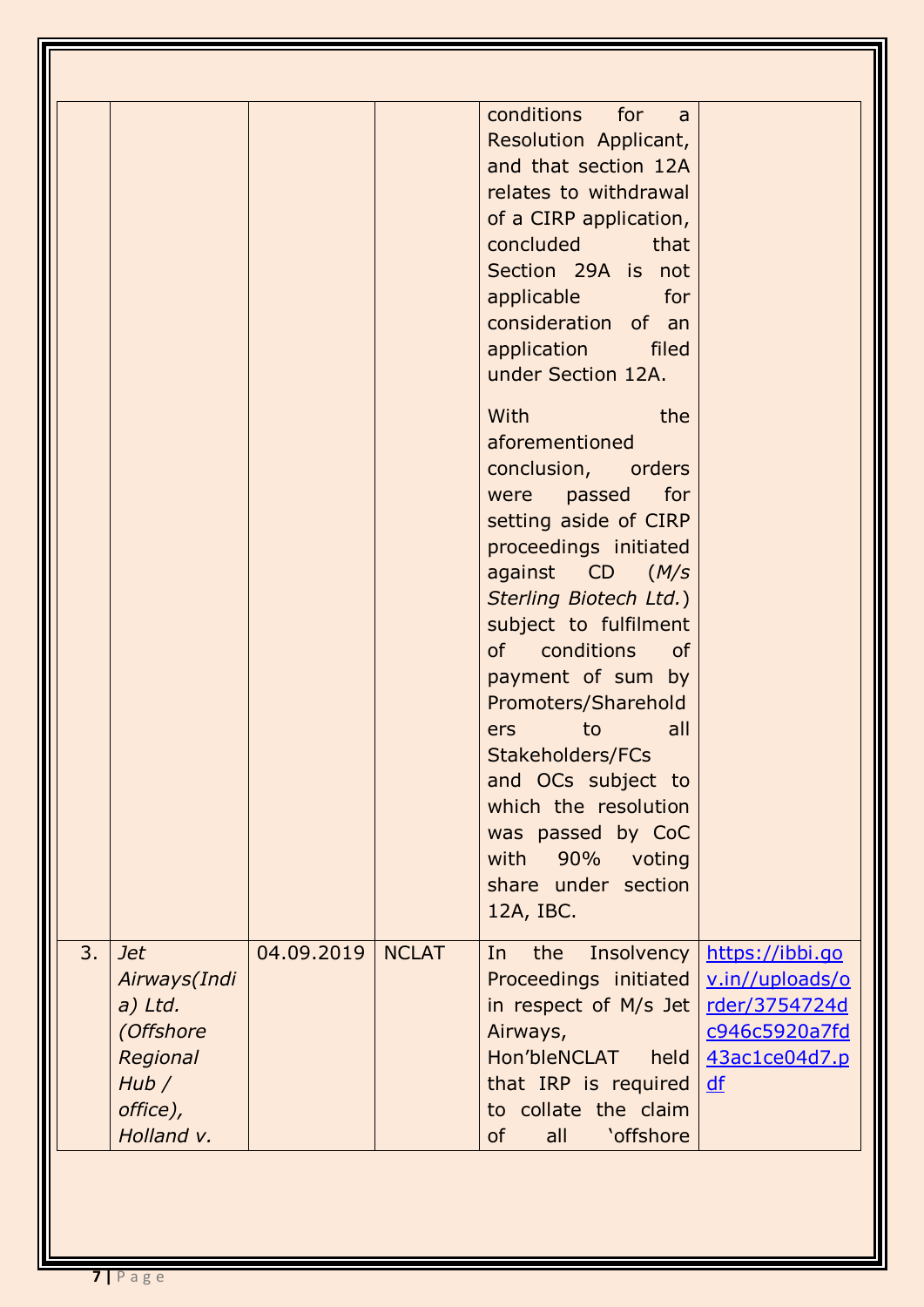| | | | | | |
|---|---|---|---|---|---|
| | | | | conditions for a Resolution Applicant, and that section 12A relates to withdrawal of a CIRP application, concluded that Section 29A is not applicable for consideration of an application filed under Section 12A.<br><br>With the aforementioned conclusion, orders were passed for setting aside of CIRP proceedings initiated against CD (*M/s Sterling Biotech Ltd.*) subject to fulfilment of conditions of payment of sum by Promoters/Shareholders to all Stakeholders/FCs and OCs subject to which the resolution was passed by CoC with 90% voting share under section 12A, IBC. | |
| 3. | *Jet Airways(India) Ltd. (Offshore Regional Hub / office), Holland v.* | 04.09.2019 | NCLAT | In the Insolvency Proceedings initiated in respect of M/s Jet Airways, Hon'bleNCLAT held that IRP is required to collate the claim of all 'offshore | https://ibbi.gov.in//uploads/order/3754724dc946c5920a7fd43ac1ce04d7.pdf |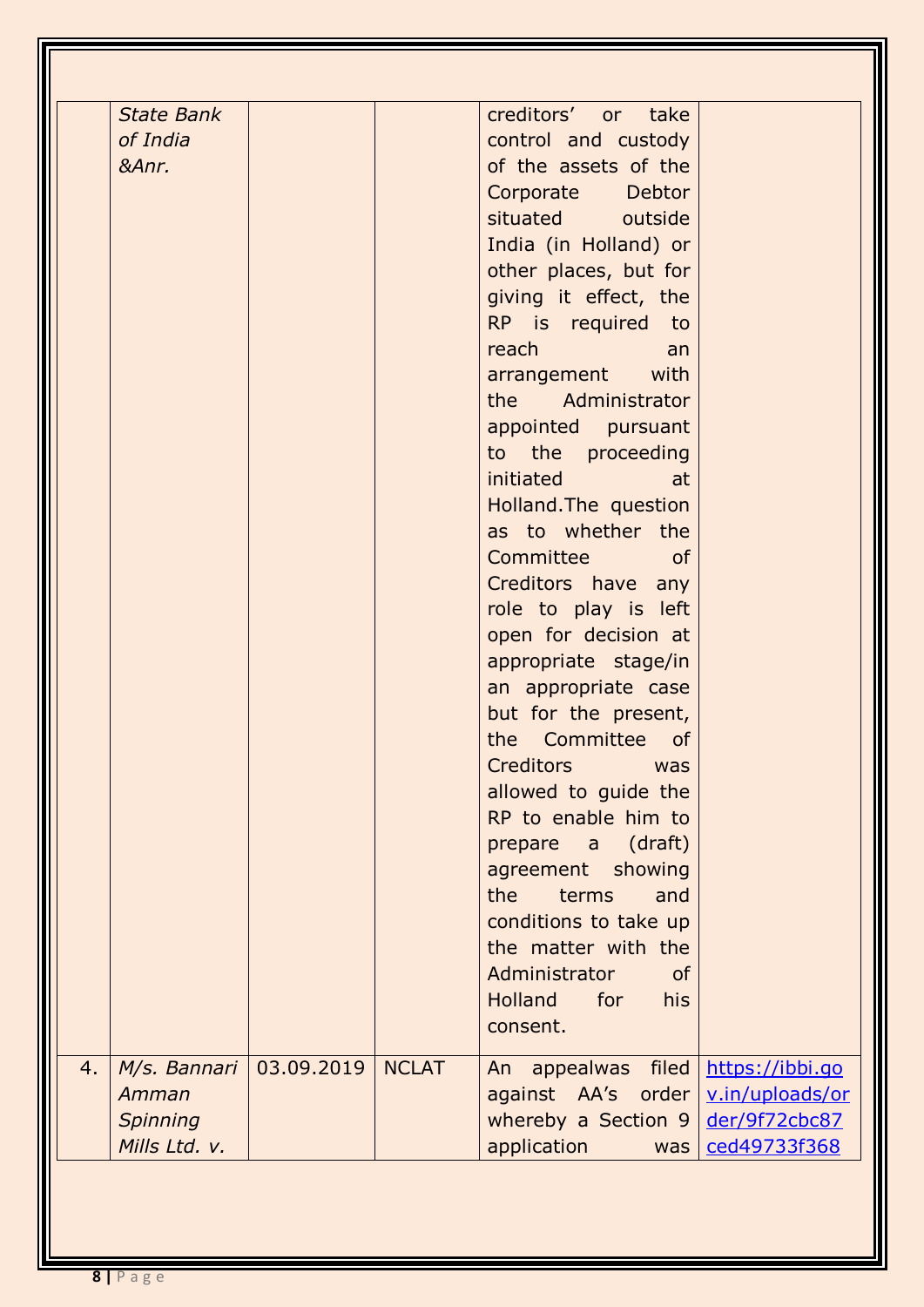| | | | | | |
|---|---|---|---|---|---|
| | *State Bank of India &Anr.* | | | creditors' or take control and custody of the assets of the Corporate Debtor situated outside India (in Holland) or other places, but for giving it effect, the RP is required to reach an arrangement with the Administrator appointed pursuant to the proceeding initiated at Holland.The question as to whether the Committee of Creditors have any role to play is left open for decision at appropriate stage/in an appropriate case but for the present, the Committee of Creditors was allowed to guide the RP to enable him to prepare a (draft) agreement showing the terms and conditions to take up the matter with the Administrator of Holland for his consent. | |
| 4. | *M/s. Bannari Amman Spinning Mills Ltd. v.* | 03.09.2019 | NCLAT | An appealwas filed against AA's order whereby a Section 9 application was | https://ibbi.gov.in/uploads/order/9f72cbc87ced49733f368 |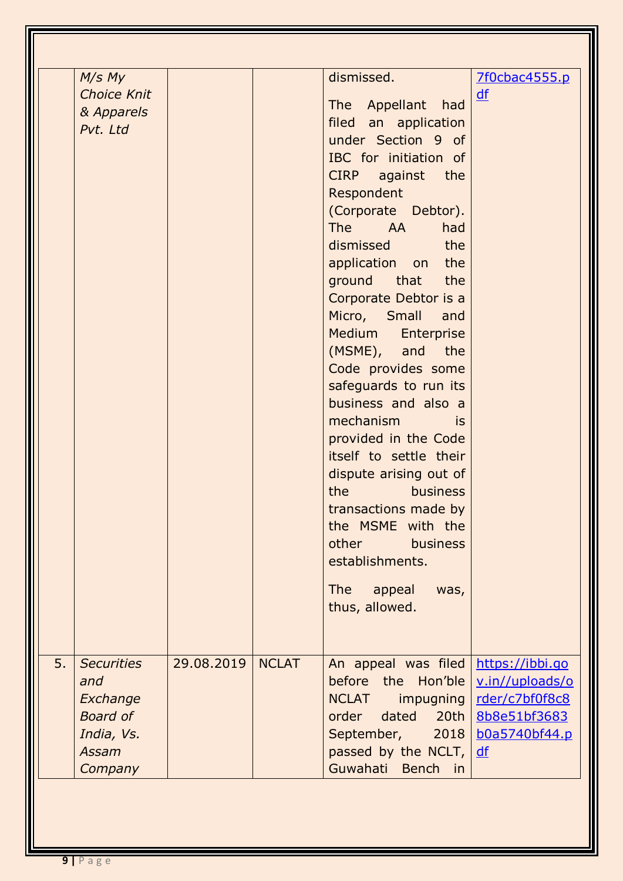|  |  |  |  |  |  |
|---|---|---|---|---|---|
|  | *M/s My Choice Knit & Apparels Pvt. Ltd* |  |  | dismissed.<br><br>The Appellant had filed an application under Section 9 of IBC for initiation of CIRP against the Respondent (Corporate Debtor). The AA had dismissed the application on the ground that the Corporate Debtor is a Micro, Small and Medium Enterprise (MSME), and the Code provides some safeguards to run its business and also a mechanism is provided in the Code itself to settle their dispute arising out of the business transactions made by the MSME with the other business establishments.<br><br>The appeal was, thus, allowed. | 7f0cbac4555.pdf |
| 5. | *Securities and Exchange Board of India, Vs. Assam Company* | 29.08.2019 | NCLAT | An appeal was filed before the Hon'ble NCLAT impugning order dated 20th September, 2018 passed by the NCLT, Guwahati Bench in | https://ibbi.gov.in//uploads/order/c7bf0f8c88b8e51bf3683b0a5740bf44.pdf |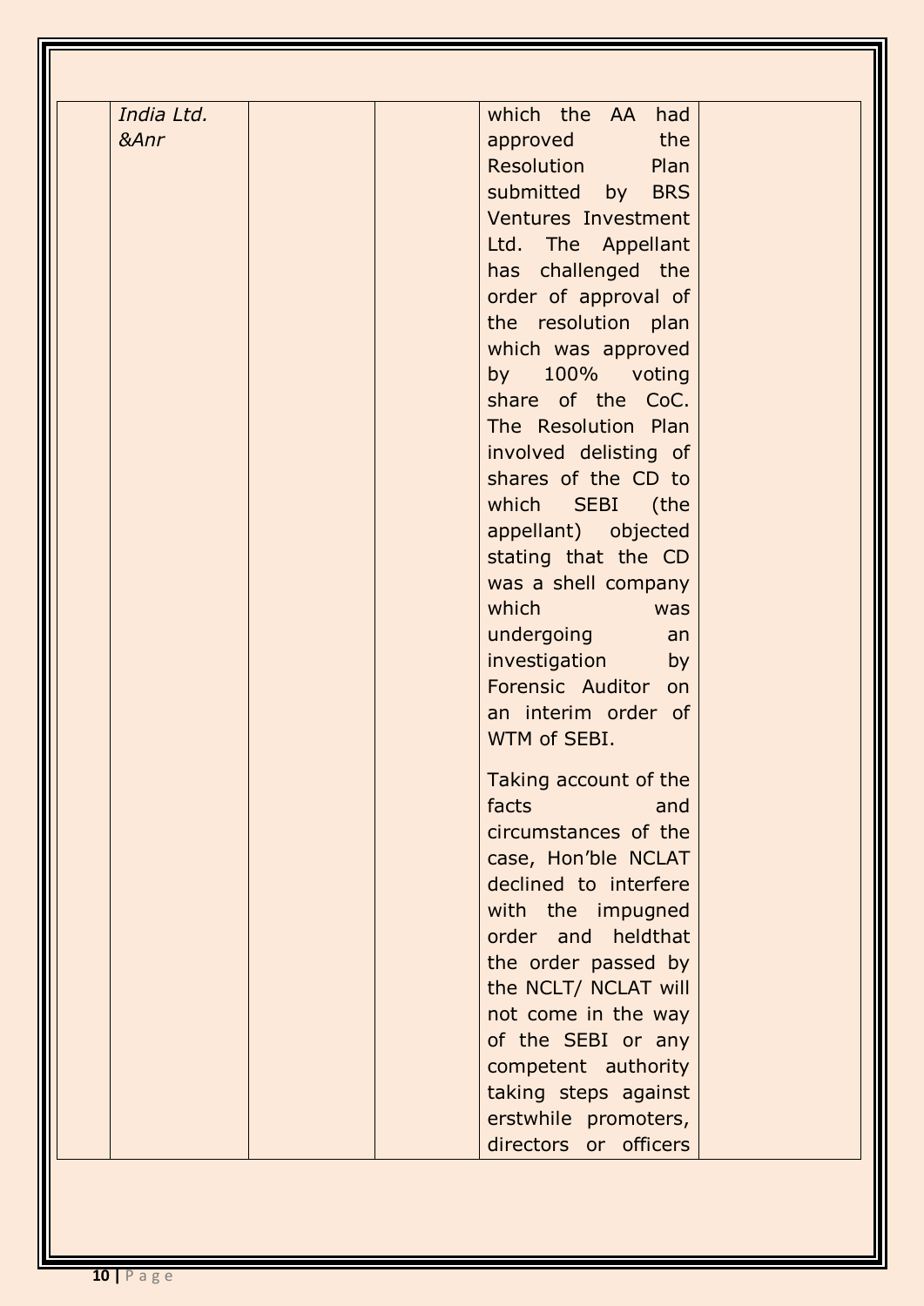| | | | | | |
|---|---|---|---|---|---|
| | *India Ltd. &Anr* | | | which the AA had approved the Resolution Plan submitted by BRS Ventures Investment Ltd. The Appellant has challenged the order of approval of the resolution plan which was approved by 100% voting share of the CoC. The Resolution Plan involved delisting of shares of the CD to which SEBI (the appellant) objected stating that the CD was a shell company which was undergoing an investigation by Forensic Auditor on an interim order of WTM of SEBI.<br><br>Taking account of the facts and circumstances of the case, Hon'ble NCLAT declined to interfere with the impugned order and heldthat the order passed by the NCLT/ NCLAT will not come in the way of the SEBI or any competent authority taking steps against erstwhile promoters, directors or officers | |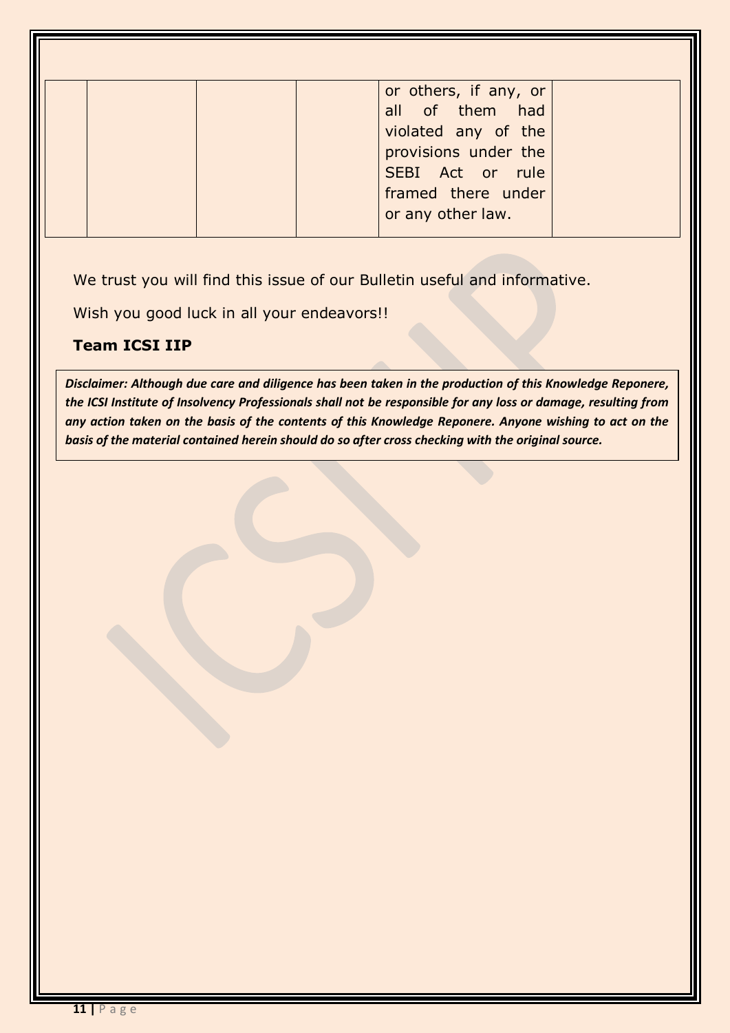| | | | | | |
|---|---|---|---|---|---|
| | | | | or others, if any, or all of them had violated any of the provisions under the SEBI Act or rule framed there under or any other law. | |

We trust you will find this issue of our Bulletin useful and informative.

Wish you good luck in all your endeavors!!

**Team ICSI IIP**

***Disclaimer: Although due care and diligence has been taken in the production of this Knowledge Reponere, the ICSI Institute of Insolvency Professionals shall not be responsible for any loss or damage, resulting from any action taken on the basis of the contents of this Knowledge Reponere. Anyone wishing to act on the basis of the material contained herein should do so after cross checking with the original source.***